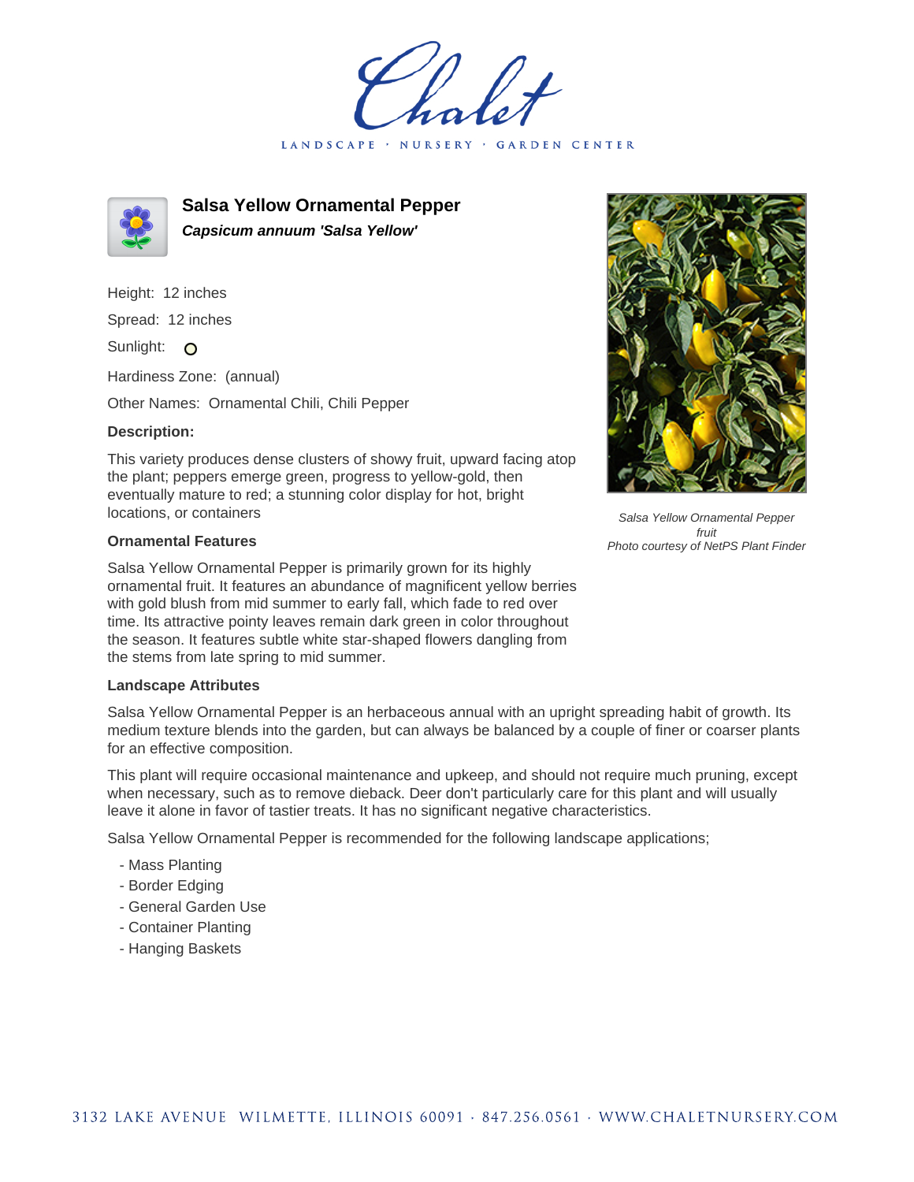Chalet

LANDSCAPE · NURSERY · GARDEN CENTER

# Salsa Yellow Ornamental Pepper

***Capsicum annuum 'Salsa Yellow'***

Height: 12 inches

Spread: 12 inches

Sunlight: O

Hardiness Zone: (annual)

Other Names: Ornamental Chili, Chili Pepper

### Description:

This variety produces dense clusters of showy fruit, upward facing atop the plant; peppers emerge green, progress to yellow-gold, then eventually mature to red; a stunning color display for hot, bright locations, or containers

*Salsa Yellow Ornamental Pepper fruit*
*Photo courtesy of NetPS Plant Finder*

### Ornamental Features

Salsa Yellow Ornamental Pepper is primarily grown for its highly ornamental fruit. It features an abundance of magnificent yellow berries with gold blush from mid summer to early fall, which fade to red over time. Its attractive pointy leaves remain dark green in color throughout the season. It features subtle white star-shaped flowers dangling from the stems from late spring to mid summer.

### Landscape Attributes

Salsa Yellow Ornamental Pepper is an herbaceous annual with an upright spreading habit of growth. Its medium texture blends into the garden, but can always be balanced by a couple of finer or coarser plants for an effective composition.

This plant will require occasional maintenance and upkeep, and should not require much pruning, except when necessary, such as to remove dieback. Deer don't particularly care for this plant and will usually leave it alone in favor of tastier treats. It has no significant negative characteristics.

Salsa Yellow Ornamental Pepper is recommended for the following landscape applications;

- Mass Planting
- Border Edging
- General Garden Use
- Container Planting
- Hanging Baskets

3132 LAKE AVENUE WILMETTE, ILLINOIS 60091 · 847.256.0561 · WWW.CHALETNURSERY.COM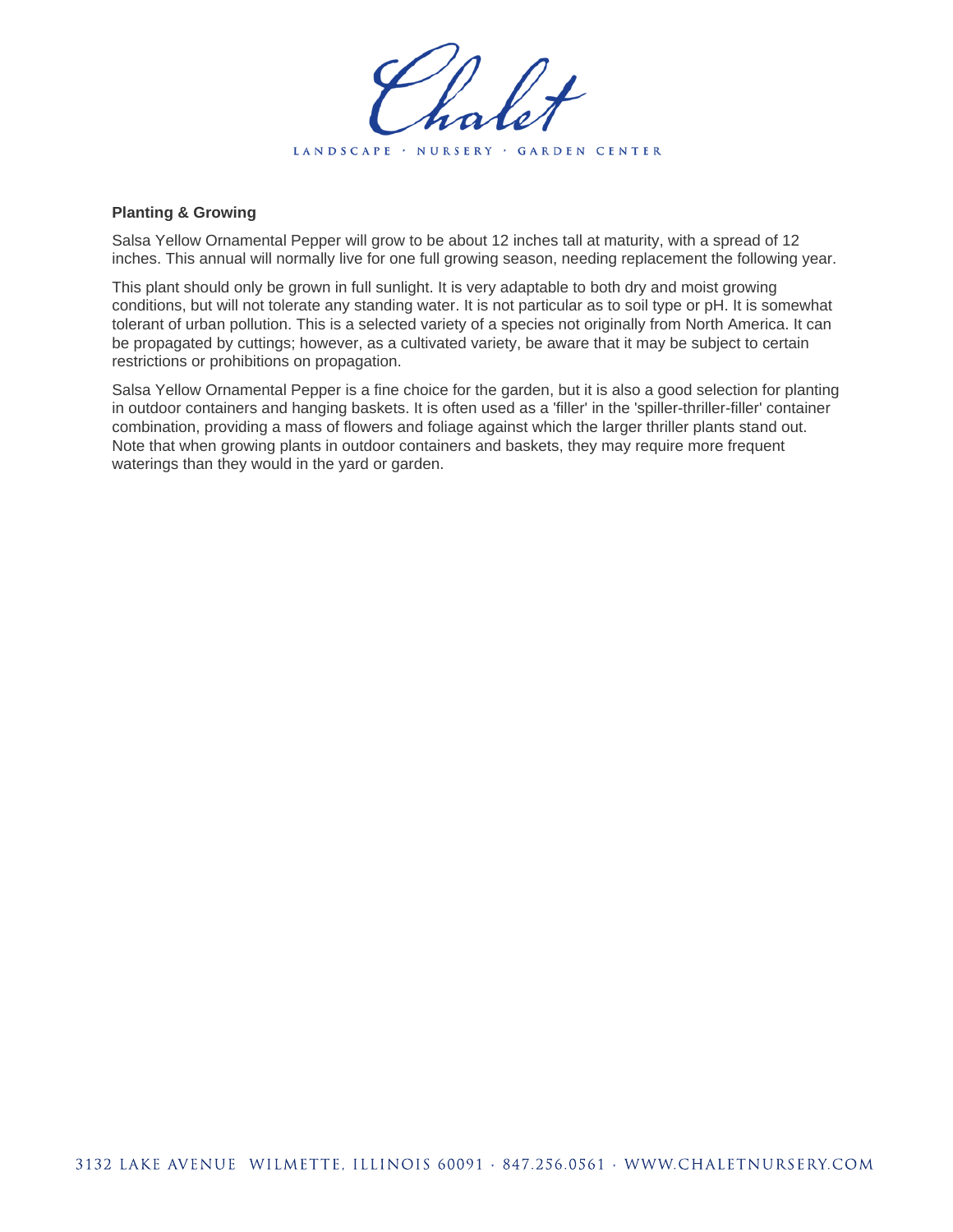### Planting & Growing

Salsa Yellow Ornamental Pepper will grow to be about 12 inches tall at maturity, with a spread of 12 inches. This annual will normally live for one full growing season, needing replacement the following year.

This plant should only be grown in full sunlight. It is very adaptable to both dry and moist growing conditions, but will not tolerate any standing water. It is not particular as to soil type or pH. It is somewhat tolerant of urban pollution. This is a selected variety of a species not originally from North America. It can be propagated by cuttings; however, as a cultivated variety, be aware that it may be subject to certain restrictions or prohibitions on propagation.

Salsa Yellow Ornamental Pepper is a fine choice for the garden, but it is also a good selection for planting in outdoor containers and hanging baskets. It is often used as a 'filler' in the 'spiller-thriller-filler' container combination, providing a mass of flowers and foliage against which the larger thriller plants stand out. Note that when growing plants in outdoor containers and baskets, they may require more frequent waterings than they would in the yard or garden.